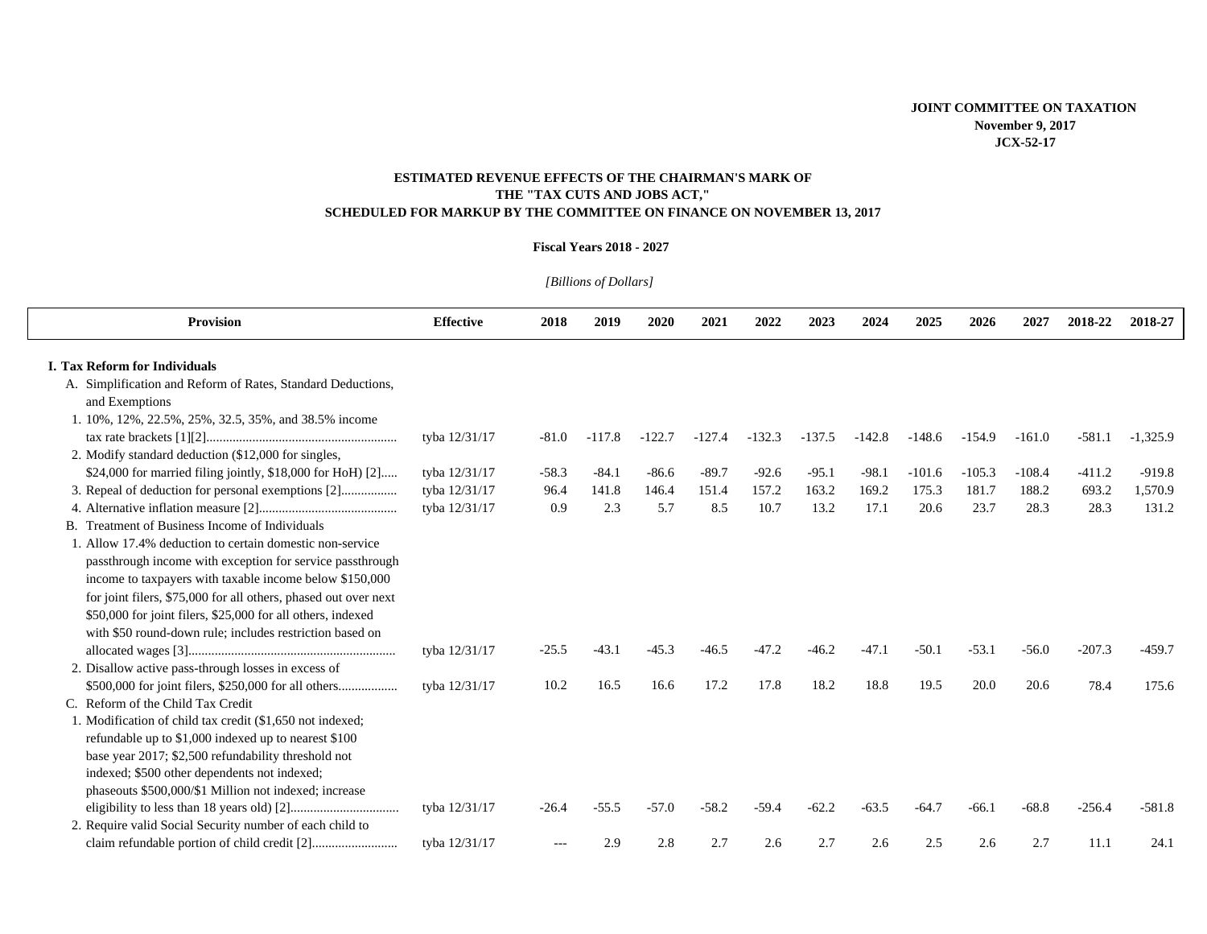**JOINT COMMITTEE ON TAXATION**
**November 9, 2017**
**JCX-52-17**

## ESTIMATED REVENUE EFFECTS OF THE CHAIRMAN'S MARK OF THE "TAX CUTS AND JOBS ACT," SCHEDULED FOR MARKUP BY THE COMMITTEE ON FINANCE ON NOVEMBER 13, 2017

**Fiscal Years 2018 - 2027**

*[Billions of Dollars]*

| Provision | Effective | 2018 | 2019 | 2020 | 2021 | 2022 | 2023 | 2024 | 2025 | 2026 | 2027 | 2018-22 | 2018-27 |
|---|---|---|---|---|---|---|---|---|---|---|---|---|---|
| **I. Tax Reform for Individuals** | | | | | | | | | | | | | |
| A. Simplification and Reform of Rates, Standard Deductions, and Exemptions | | | | | | | | | | | | | |
| 1. 10%, 12%, 22.5%, 25%, 32.5, 35%, and 38.5% income tax rate brackets [1][2] | tyba 12/31/17 | -81.0 | -117.8 | -122.7 | -127.4 | -132.3 | -137.5 | -142.8 | -148.6 | -154.9 | -161.0 | -581.1 | -1,325.9 |
| 2. Modify standard deduction ($12,000 for singles, $24,000 for married filing jointly, $18,000 for HoH) [2] | tyba 12/31/17 | -58.3 | -84.1 | -86.6 | -89.7 | -92.6 | -95.1 | -98.1 | -101.6 | -105.3 | -108.4 | -411.2 | -919.8 |
| 3. Repeal of deduction for personal exemptions [2] | tyba 12/31/17 | 96.4 | 141.8 | 146.4 | 151.4 | 157.2 | 163.2 | 169.2 | 175.3 | 181.7 | 188.2 | 693.2 | 1,570.9 |
| 4. Alternative inflation measure [2] | tyba 12/31/17 | 0.9 | 2.3 | 5.7 | 8.5 | 10.7 | 13.2 | 17.1 | 20.6 | 23.7 | 28.3 | 28.3 | 131.2 |
| B. Treatment of Business Income of Individuals | | | | | | | | | | | | | |
| 1. Allow 17.4% deduction to certain domestic non-service passthrough income with exception for service passthrough income to taxpayers with taxable income below $150,000 for joint filers, $75,000 for all others, phased out over next $50,000 for joint filers, $25,000 for all others, indexed with $50 round-down rule; includes restriction based on allocated wages [3] | tyba 12/31/17 | -25.5 | -43.1 | -45.3 | -46.5 | -47.2 | -46.2 | -47.1 | -50.1 | -53.1 | -56.0 | -207.3 | -459.7 |
| 2. Disallow active pass-through losses in excess of $500,000 for joint filers, $250,000 for all others | tyba 12/31/17 | 10.2 | 16.5 | 16.6 | 17.2 | 17.8 | 18.2 | 18.8 | 19.5 | 20.0 | 20.6 | 78.4 | 175.6 |
| C. Reform of the Child Tax Credit | | | | | | | | | | | | | |
| 1. Modification of child tax credit ($1,650 not indexed; refundable up to $1,000 indexed up to nearest $100 base year 2017; $2,500 refundability threshold not indexed; $500 other dependents not indexed; phaseouts $500,000/$1 Million not indexed; increase eligibility to less than 18 years old) [2] | tyba 12/31/17 | -26.4 | -55.5 | -57.0 | -58.2 | -59.4 | -62.2 | -63.5 | -64.7 | -66.1 | -68.8 | -256.4 | -581.8 |
| 2. Require valid Social Security number of each child to claim refundable portion of child credit [2] | tyba 12/31/17 | --- | 2.9 | 2.8 | 2.7 | 2.6 | 2.7 | 2.6 | 2.5 | 2.6 | 2.7 | 11.1 | 24.1 |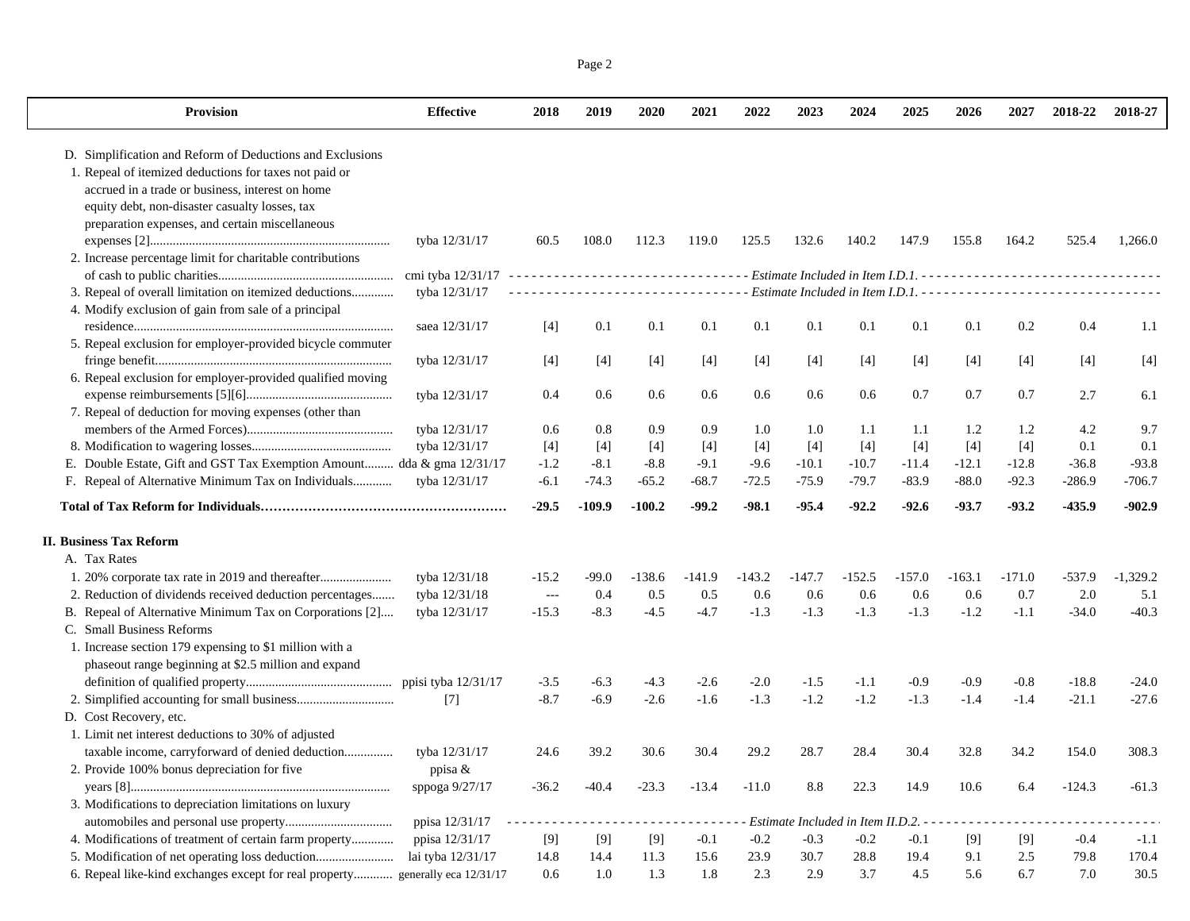| Provision | Effective | 2018 | 2019 | 2020 | 2021 | 2022 | 2023 | 2024 | 2025 | 2026 | 2027 | 2018-22 | 2018-27 |
|---|---|---|---|---|---|---|---|---|---|---|---|---|---|
| D. Simplification and Reform of Deductions and Exclusions | | | | | | | | | | | | | |
| 1. Repeal of itemized deductions for taxes not paid or accrued in a trade or business, interest on home equity debt, non-disaster casualty losses, tax preparation expenses, and certain miscellaneous expenses [2] | tyba 12/31/17 | 60.5 | 108.0 | 112.3 | 119.0 | 125.5 | 132.6 | 140.2 | 147.9 | 155.8 | 164.2 | 525.4 | 1,266.0 |
| 2. Increase percentage limit for charitable contributions of cash to public charities | cmi tyba 12/31/17 | *Estimate Included in Item I.D.1.* | | | | | | | | | | | |
| 3. Repeal of overall limitation on itemized deductions | tyba 12/31/17 | *Estimate Included in Item I.D.1.* | | | | | | | | | | | |
| 4. Modify exclusion of gain from sale of a principal residence | saea 12/31/17 | [4] | 0.1 | 0.1 | 0.1 | 0.1 | 0.1 | 0.1 | 0.1 | 0.1 | 0.2 | 0.4 | 1.1 |
| 5. Repeal exclusion for employer-provided bicycle commuter fringe benefit | tyba 12/31/17 | [4] | [4] | [4] | [4] | [4] | [4] | [4] | [4] | [4] | [4] | [4] | [4] |
| 6. Repeal exclusion for employer-provided qualified moving expense reimbursements [5][6] | tyba 12/31/17 | 0.4 | 0.6 | 0.6 | 0.6 | 0.6 | 0.6 | 0.6 | 0.7 | 0.7 | 0.7 | 2.7 | 6.1 |
| 7. Repeal of deduction for moving expenses (other than members of the Armed Forces) | tyba 12/31/17 | 0.6 | 0.8 | 0.9 | 0.9 | 1.0 | 1.0 | 1.1 | 1.1 | 1.2 | 1.2 | 4.2 | 9.7 |
| 8. Modification to wagering losses | tyba 12/31/17 | [4] | [4] | [4] | [4] | [4] | [4] | [4] | [4] | [4] | [4] | 0.1 | 0.1 |
| E. Double Estate, Gift and GST Tax Exemption Amount | dda & gma 12/31/17 | -1.2 | -8.1 | -8.8 | -9.1 | -9.6 | -10.1 | -10.7 | -11.4 | -12.1 | -12.8 | -36.8 | -93.8 |
| F. Repeal of Alternative Minimum Tax on Individuals | tyba 12/31/17 | -6.1 | -74.3 | -65.2 | -68.7 | -72.5 | -75.9 | -79.7 | -83.9 | -88.0 | -92.3 | -286.9 | -706.7 |
| **Total of Tax Reform for Individuals** | | **-29.5** | **-109.9** | **-100.2** | **-99.2** | **-98.1** | **-95.4** | **-92.2** | **-92.6** | **-93.7** | **-93.2** | **-435.9** | **-902.9** |
| **II. Business Tax Reform** | | | | | | | | | | | | | |
| A. Tax Rates | | | | | | | | | | | | | |
| 1. 20% corporate tax rate in 2019 and thereafter | tyba 12/31/18 | -15.2 | -99.0 | -138.6 | -141.9 | -143.2 | -147.7 | -152.5 | -157.0 | -163.1 | -171.0 | -537.9 | -1,329.2 |
| 2. Reduction of dividends received deduction percentages | tyba 12/31/18 | --- | 0.4 | 0.5 | 0.5 | 0.6 | 0.6 | 0.6 | 0.6 | 0.6 | 0.7 | 2.0 | 5.1 |
| B. Repeal of Alternative Minimum Tax on Corporations [2] | tyba 12/31/17 | -15.3 | -8.3 | -4.5 | -4.7 | -1.3 | -1.3 | -1.3 | -1.3 | -1.2 | -1.1 | -34.0 | -40.3 |
| C. Small Business Reforms | | | | | | | | | | | | | |
| 1. Increase section 179 expensing to $1 million with a phaseout range beginning at $2.5 million and expand definition of qualified property | ppisi tyba 12/31/17 | -3.5 | -6.3 | -4.3 | -2.6 | -2.0 | -1.5 | -1.1 | -0.9 | -0.9 | -0.8 | -18.8 | -24.0 |
| 2. Simplified accounting for small business | [7] | -8.7 | -6.9 | -2.6 | -1.6 | -1.3 | -1.2 | -1.2 | -1.3 | -1.4 | -1.4 | -21.1 | -27.6 |
| D. Cost Recovery, etc. | | | | | | | | | | | | | |
| 1. Limit net interest deductions to 30% of adjusted taxable income, carryforward of denied deduction | tyba 12/31/17 | 24.6 | 39.2 | 30.6 | 30.4 | 29.2 | 28.7 | 28.4 | 30.4 | 32.8 | 34.2 | 154.0 | 308.3 |
| 2. Provide 100% bonus depreciation for five years [8] | ppisa & sppoga 9/27/17 | -36.2 | -40.4 | -23.3 | -13.4 | -11.0 | 8.8 | 22.3 | 14.9 | 10.6 | 6.4 | -124.3 | -61.3 |
| 3. Modifications to depreciation limitations on luxury automobiles and personal use property | ppisa 12/31/17 | *Estimate Included in Item II.D.2.* | | | | | | | | | | | |
| 4. Modifications of treatment of certain farm property | ppisa 12/31/17 | [9] | [9] | [9] | -0.1 | -0.2 | -0.3 | -0.2 | -0.1 | [9] | [9] | -0.4 | -1.1 |
| 5. Modification of net operating loss deduction | lai tyba 12/31/17 | 14.8 | 14.4 | 11.3 | 15.6 | 23.9 | 30.7 | 28.8 | 19.4 | 9.1 | 2.5 | 79.8 | 170.4 |
| 6. Repeal like-kind exchanges except for real property | generally eca 12/31/17 | 0.6 | 1.0 | 1.3 | 1.8 | 2.3 | 2.9 | 3.7 | 4.5 | 5.6 | 6.7 | 7.0 | 30.5 |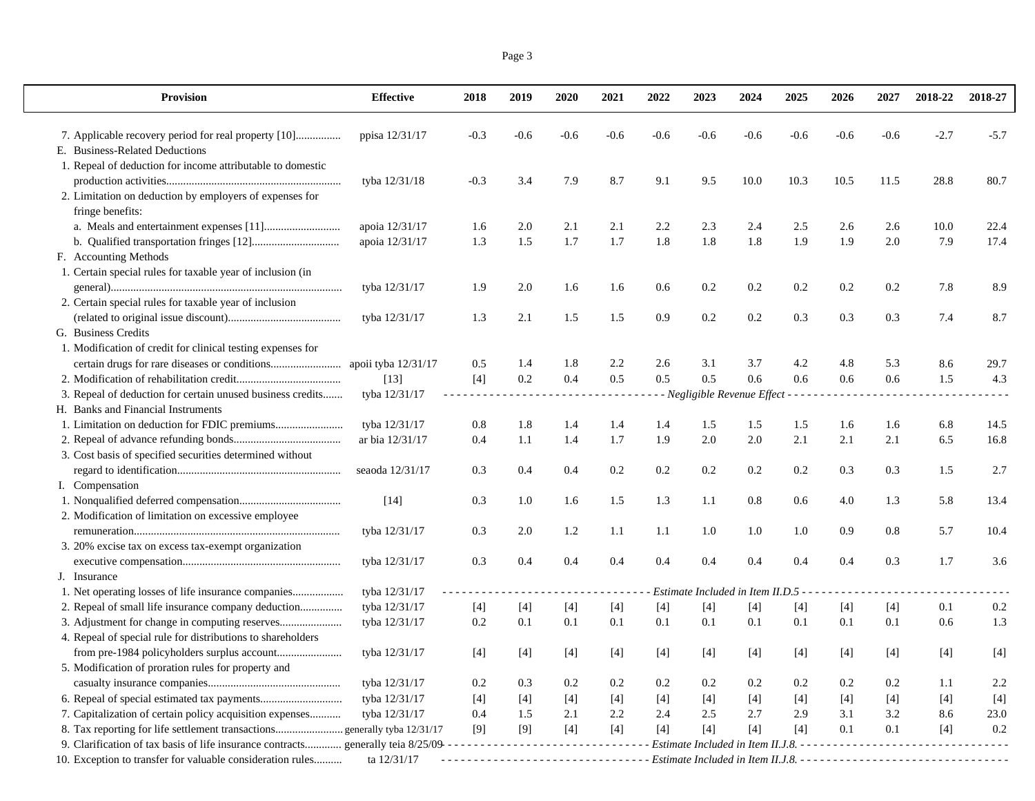| Provision | Effective | 2018 | 2019 | 2020 | 2021 | 2022 | 2023 | 2024 | 2025 | 2026 | 2027 | 2018-22 | 2018-27 |
|---|---|---|---|---|---|---|---|---|---|---|---|---|---|
| 7. Applicable recovery period for real property [10]................ | ppisa 12/31/17 | -0.3 | -0.6 | -0.6 | -0.6 | -0.6 | -0.6 | -0.6 | -0.6 | -0.6 | -0.6 | -2.7 | -5.7 |
| E. Business-Related Deductions | | | | | | | | | | | | | |
| 1. Repeal of deduction for income attributable to domestic production activities............................................................. | tyba 12/31/18 | -0.3 | 3.4 | 7.9 | 8.7 | 9.1 | 9.5 | 10.0 | 10.3 | 10.5 | 11.5 | 28.8 | 80.7 |
| 2. Limitation on deduction by employers of expenses for fringe benefits: | | | | | | | | | | | | | |
| a. Meals and entertainment expenses [11]........................... | apoia 12/31/17 | 1.6 | 2.0 | 2.1 | 2.1 | 2.2 | 2.3 | 2.4 | 2.5 | 2.6 | 2.6 | 10.0 | 22.4 |
| b. Qualified transportation fringes [12]............................... | apoia 12/31/17 | 1.3 | 1.5 | 1.7 | 1.7 | 1.8 | 1.8 | 1.8 | 1.9 | 1.9 | 2.0 | 7.9 | 17.4 |
| F. Accounting Methods | | | | | | | | | | | | | |
| 1. Certain special rules for taxable year of inclusion (in general)................................................................................. | tyba 12/31/17 | 1.9 | 2.0 | 1.6 | 1.6 | 0.6 | 0.2 | 0.2 | 0.2 | 0.2 | 0.2 | 7.8 | 8.9 |
| 2. Certain special rules for taxable year of inclusion (related to original issue discount)........................................ | tyba 12/31/17 | 1.3 | 2.1 | 1.5 | 1.5 | 0.9 | 0.2 | 0.2 | 0.3 | 0.3 | 0.3 | 7.4 | 8.7 |
| G. Business Credits | | | | | | | | | | | | | |
| 1. Modification of credit for clinical testing expenses for certain drugs for rare diseases or conditions......................... | apoii tyba 12/31/17 | 0.5 | 1.4 | 1.8 | 2.2 | 2.6 | 3.1 | 3.7 | 4.2 | 4.8 | 5.3 | 8.6 | 29.7 |
| 2. Modification of rehabilitation credit.................................... | [13] | [4] | 0.2 | 0.4 | 0.5 | 0.5 | 0.5 | 0.6 | 0.6 | 0.6 | 0.6 | 1.5 | 4.3 |
| 3. Repeal of deduction for certain unused business credits....... | tyba 12/31/17 | *Negligible Revenue Effect* | | | | | | | | | | | |
| H. Banks and Financial Instruments | | | | | | | | | | | | | |
| 1. Limitation on deduction for FDIC premiums........................ | tyba 12/31/17 | 0.8 | 1.8 | 1.4 | 1.4 | 1.4 | 1.5 | 1.5 | 1.5 | 1.6 | 1.6 | 6.8 | 14.5 |
| 2. Repeal of advance refunding bonds...................................... | ar bia 12/31/17 | 0.4 | 1.1 | 1.4 | 1.7 | 1.9 | 2.0 | 2.0 | 2.1 | 2.1 | 2.1 | 6.5 | 16.8 |
| 3. Cost basis of specified securities determined without regard to identification.......................................................... | seaoda 12/31/17 | 0.3 | 0.4 | 0.4 | 0.2 | 0.2 | 0.2 | 0.2 | 0.2 | 0.3 | 0.3 | 1.5 | 2.7 |
| I. Compensation | | | | | | | | | | | | | |
| 1. Nonqualified deferred compensation.................................... | [14] | 0.3 | 1.0 | 1.6 | 1.5 | 1.3 | 1.1 | 0.8 | 0.6 | 4.0 | 1.3 | 5.8 | 13.4 |
| 2. Modification of limitation on excessive employee remuneration......................................................................... | tyba 12/31/17 | 0.3 | 2.0 | 1.2 | 1.1 | 1.1 | 1.0 | 1.0 | 1.0 | 0.9 | 0.8 | 5.7 | 10.4 |
| 3. 20% excise tax on excess tax-exempt organization executive compensation........................................................ | tyba 12/31/17 | 0.3 | 0.4 | 0.4 | 0.4 | 0.4 | 0.4 | 0.4 | 0.4 | 0.4 | 0.3 | 1.7 | 3.6 |
| J. Insurance | | | | | | | | | | | | | |
| 1. Net operating losses of life insurance companies.................. | tyba 12/31/17 | *Estimate Included in Item II.D.5* | | | | | | | | | | | |
| 2. Repeal of small life insurance company deduction............... | tyba 12/31/17 | [4] | [4] | [4] | [4] | [4] | [4] | [4] | [4] | [4] | [4] | 0.1 | 0.2 |
| 3. Adjustment for change in computing reserves...................... | tyba 12/31/17 | 0.2 | 0.1 | 0.1 | 0.1 | 0.1 | 0.1 | 0.1 | 0.1 | 0.1 | 0.1 | 0.6 | 1.3 |
| 4. Repeal of special rule for distributions to shareholders from pre-1984 policyholders surplus account....................... | tyba 12/31/17 | [4] | [4] | [4] | [4] | [4] | [4] | [4] | [4] | [4] | [4] | [4] | [4] |
| 5. Modification of proration rules for property and casualty insurance companies............................................... | tyba 12/31/17 | 0.2 | 0.3 | 0.2 | 0.2 | 0.2 | 0.2 | 0.2 | 0.2 | 0.2 | 0.2 | 1.1 | 2.2 |
| 6. Repeal of special estimated tax payments............................ | tyba 12/31/17 | [4] | [4] | [4] | [4] | [4] | [4] | [4] | [4] | [4] | [4] | [4] | [4] |
| 7. Capitalization of certain policy acquisition expenses........... | tyba 12/31/17 | 0.4 | 1.5 | 2.1 | 2.2 | 2.4 | 2.5 | 2.7 | 2.9 | 3.1 | 3.2 | 8.6 | 23.0 |
| 8. Tax reporting for life settlement transactions........................ | generally tyba 12/31/17 | [9] | [9] | [4] | [4] | [4] | [4] | [4] | [4] | 0.1 | 0.1 | [4] | 0.2 |
| 9. Clarification of tax basis of life insurance contracts............. | generally teia 8/25/09 | *Estimate Included in Item II.J.8.* | | | | | | | | | | | |
| 10. Exception to transfer for valuable consideration rules.......... | ta 12/31/17 | *Estimate Included in Item II.J.8.* | | | | | | | | | | | |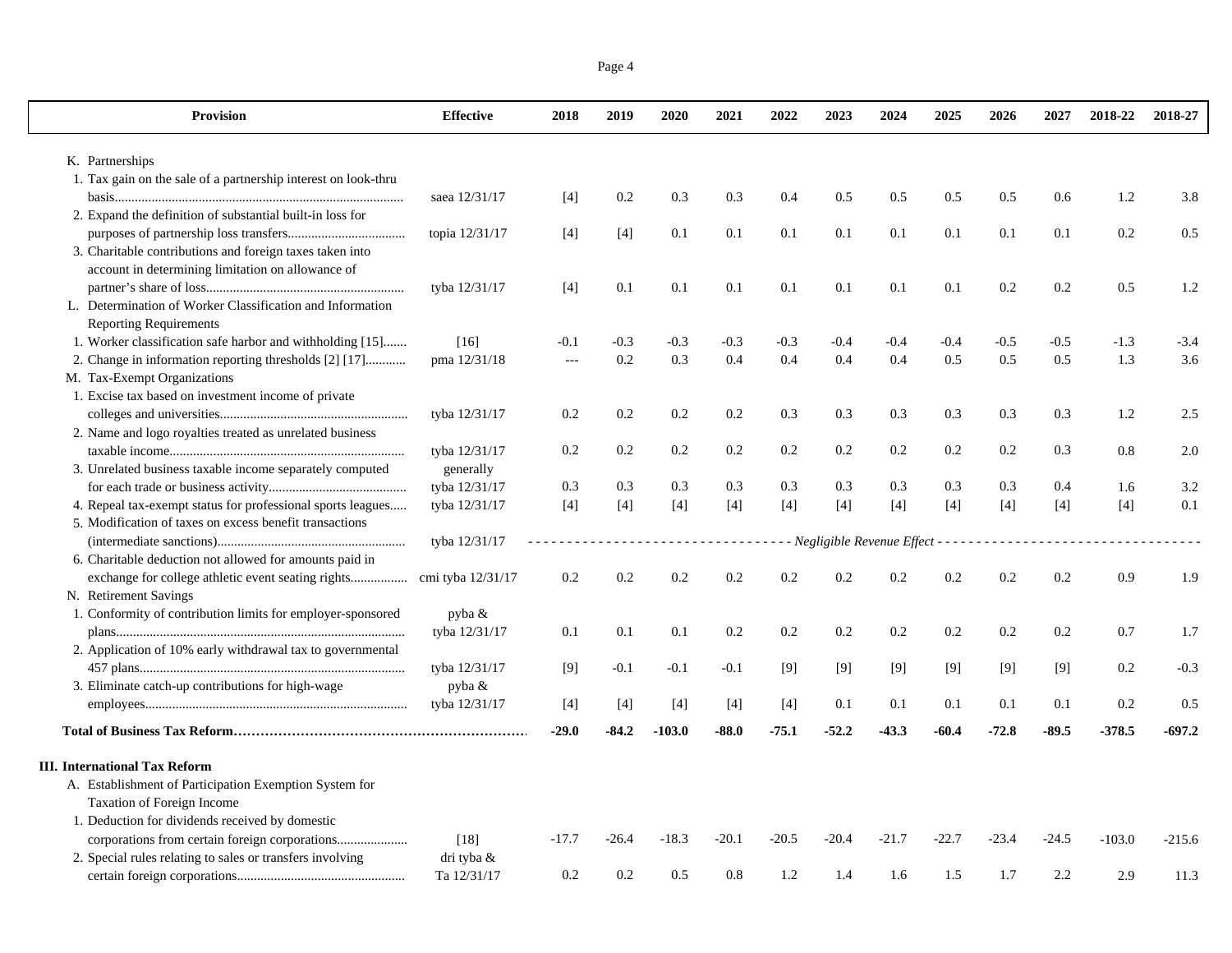| Provision | Effective | 2018 | 2019 | 2020 | 2021 | 2022 | 2023 | 2024 | 2025 | 2026 | 2027 | 2018-22 | 2018-27 |
|---|---|---|---|---|---|---|---|---|---|---|---|---|---|
| K. Partnerships | | | | | | | | | | | | | |
| 1. Tax gain on the sale of a partnership interest on look-thru basis | saea 12/31/17 | [4] | 0.2 | 0.3 | 0.3 | 0.4 | 0.5 | 0.5 | 0.5 | 0.5 | 0.6 | 1.2 | 3.8 |
| 2. Expand the definition of substantial built-in loss for purposes of partnership loss transfers | topia 12/31/17 | [4] | [4] | 0.1 | 0.1 | 0.1 | 0.1 | 0.1 | 0.1 | 0.1 | 0.1 | 0.2 | 0.5 |
| 3. Charitable contributions and foreign taxes taken into account in determining limitation on allowance of partner's share of loss | tyba 12/31/17 | [4] | 0.1 | 0.1 | 0.1 | 0.1 | 0.1 | 0.1 | 0.1 | 0.2 | 0.2 | 0.5 | 1.2 |
| L. Determination of Worker Classification and Information Reporting Requirements | | | | | | | | | | | | | |
| 1. Worker classification safe harbor and withholding [15] | [16] | -0.1 | -0.3 | -0.3 | -0.3 | -0.3 | -0.4 | -0.4 | -0.4 | -0.5 | -0.5 | -1.3 | -3.4 |
| 2. Change in information reporting thresholds [2] [17] | pma 12/31/18 | --- | 0.2 | 0.3 | 0.4 | 0.4 | 0.4 | 0.4 | 0.5 | 0.5 | 0.5 | 1.3 | 3.6 |
| M. Tax-Exempt Organizations | | | | | | | | | | | | | |
| 1. Excise tax based on investment income of private colleges and universities | tyba 12/31/17 | 0.2 | 0.2 | 0.2 | 0.2 | 0.3 | 0.3 | 0.3 | 0.3 | 0.3 | 0.3 | 1.2 | 2.5 |
| 2. Name and logo royalties treated as unrelated business taxable income | tyba 12/31/17 | 0.2 | 0.2 | 0.2 | 0.2 | 0.2 | 0.2 | 0.2 | 0.2 | 0.2 | 0.3 | 0.8 | 2.0 |
| 3. Unrelated business taxable income separately computed for each trade or business activity | generally tyba 12/31/17 | 0.3 | 0.3 | 0.3 | 0.3 | 0.3 | 0.3 | 0.3 | 0.3 | 0.3 | 0.4 | 1.6 | 3.2 |
| 4. Repeal tax-exempt status for professional sports leagues | tyba 12/31/17 | [4] | [4] | [4] | [4] | [4] | [4] | [4] | [4] | [4] | [4] | [4] | 0.1 |
| 5. Modification of taxes on excess benefit transactions (intermediate sanctions) | tyba 12/31/17 | - - - - - - - - - - - - | | | | | *Negligible Revenue Effect* | | | | - - - - - - - - - - - - | | |
| 6. Charitable deduction not allowed for amounts paid in exchange for college athletic event seating rights | cmi tyba 12/31/17 | 0.2 | 0.2 | 0.2 | 0.2 | 0.2 | 0.2 | 0.2 | 0.2 | 0.2 | 0.2 | 0.9 | 1.9 |
| N. Retirement Savings | | | | | | | | | | | | | |
| 1. Conformity of contribution limits for employer-sponsored plans | pyba & tyba 12/31/17 | 0.1 | 0.1 | 0.1 | 0.2 | 0.2 | 0.2 | 0.2 | 0.2 | 0.2 | 0.2 | 0.7 | 1.7 |
| 2. Application of 10% early withdrawal tax to governmental 457 plans | tyba 12/31/17 | [9] | -0.1 | -0.1 | -0.1 | [9] | [9] | [9] | [9] | [9] | [9] | 0.2 | -0.3 |
| 3. Eliminate catch-up contributions for high-wage employees | pyba & tyba 12/31/17 | [4] | [4] | [4] | [4] | [4] | 0.1 | 0.1 | 0.1 | 0.1 | 0.1 | 0.2 | 0.5 |
| **Total of Business Tax Reform** | | **-29.0** | **-84.2** | **-103.0** | **-88.0** | **-75.1** | **-52.2** | **-43.3** | **-60.4** | **-72.8** | **-89.5** | **-378.5** | **-697.2** |
| **III. International Tax Reform** | | | | | | | | | | | | | |
| A. Establishment of Participation Exemption System for Taxation of Foreign Income | | | | | | | | | | | | | |
| 1. Deduction for dividends received by domestic corporations from certain foreign corporations | [18] | -17.7 | -26.4 | -18.3 | -20.1 | -20.5 | -20.4 | -21.7 | -22.7 | -23.4 | -24.5 | -103.0 | -215.6 |
| 2. Special rules relating to sales or transfers involving certain foreign corporations | dri tyba & Ta 12/31/17 | 0.2 | 0.2 | 0.5 | 0.8 | 1.2 | 1.4 | 1.6 | 1.5 | 1.7 | 2.2 | 2.9 | 11.3 |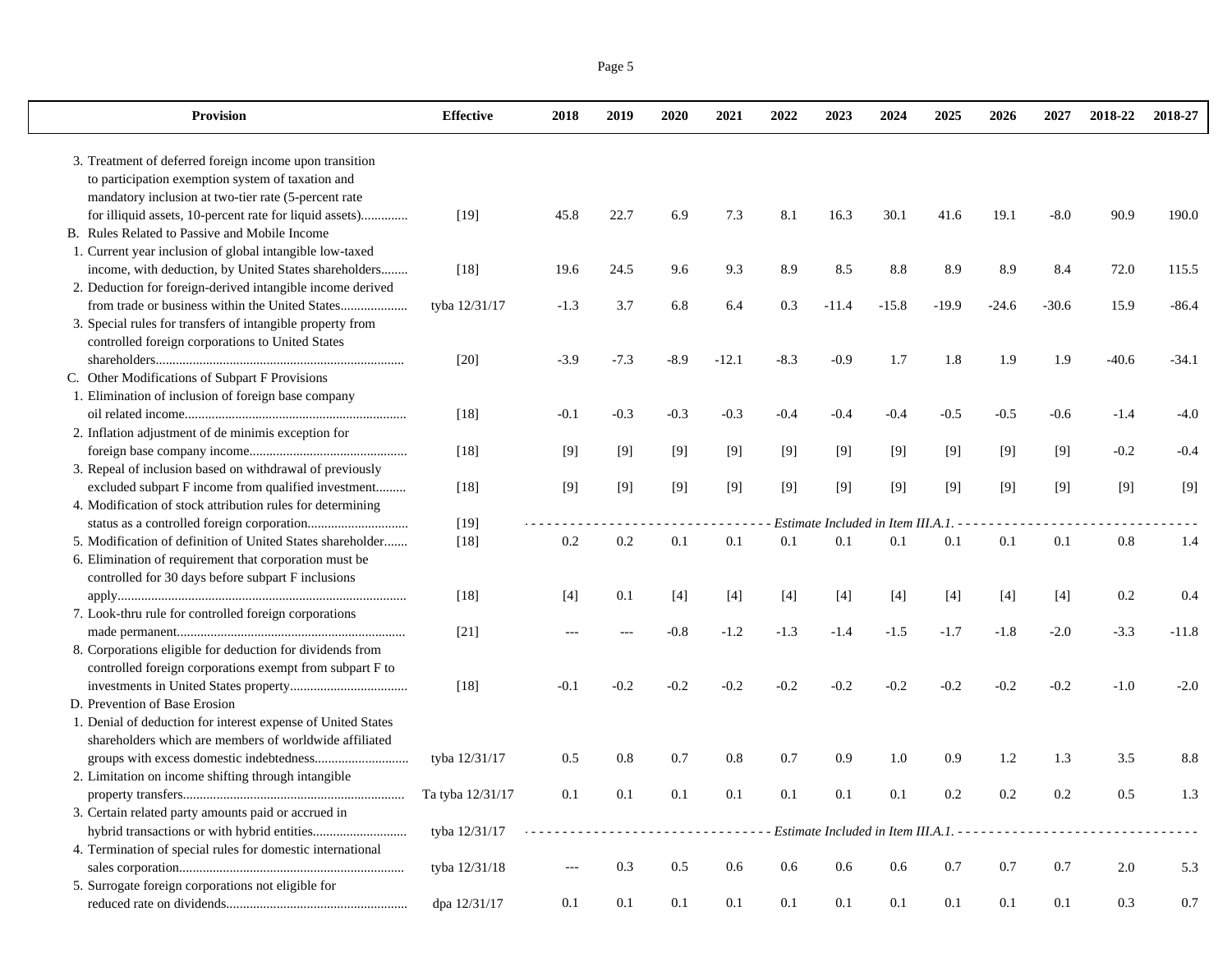| Provision | Effective | 2018 | 2019 | 2020 | 2021 | 2022 | 2023 | 2024 | 2025 | 2026 | 2027 | 2018-22 | 2018-27 |
|---|---|---|---|---|---|---|---|---|---|---|---|---|---|
| 3. Treatment of deferred foreign income upon transition to participation exemption system of taxation and mandatory inclusion at two-tier rate (5-percent rate for illiquid assets, 10-percent rate for liquid assets)............. | [19] | 45.8 | 22.7 | 6.9 | 7.3 | 8.1 | 16.3 | 30.1 | 41.6 | 19.1 | -8.0 | 90.9 | 190.0 |
| B. Rules Related to Passive and Mobile Income | | | | | | | | | | | | | |
| 1. Current year inclusion of global intangible low-taxed income, with deduction, by United States shareholders........ | [18] | 19.6 | 24.5 | 9.6 | 9.3 | 8.9 | 8.5 | 8.8 | 8.9 | 8.9 | 8.4 | 72.0 | 115.5 |
| 2. Deduction for foreign-derived intangible income derived from trade or business within the United States.................... | tyba 12/31/17 | -1.3 | 3.7 | 6.8 | 6.4 | 0.3 | -11.4 | -15.8 | -19.9 | -24.6 | -30.6 | 15.9 | -86.4 |
| 3. Special rules for transfers of intangible property from controlled foreign corporations to United States shareholders......................................................................... | [20] | -3.9 | -7.3 | -8.9 | -12.1 | -8.3 | -0.9 | 1.7 | 1.8 | 1.9 | 1.9 | -40.6 | -34.1 |
| C. Other Modifications of Subpart F Provisions | | | | | | | | | | | | | |
| 1. Elimination of inclusion of foreign base company oil related income................................................................. | [18] | -0.1 | -0.3 | -0.3 | -0.3 | -0.4 | -0.4 | -0.4 | -0.5 | -0.5 | -0.6 | -1.4 | -4.0 |
| 2. Inflation adjustment of de minimis exception for foreign base company income.............................................. | [18] | [9] | [9] | [9] | [9] | [9] | [9] | [9] | [9] | [9] | [9] | -0.2 | -0.4 |
| 3. Repeal of inclusion based on withdrawal of previously excluded subpart F income from qualified investment......... | [18] | [9] | [9] | [9] | [9] | [9] | [9] | [9] | [9] | [9] | [9] | [9] | [9] |
| 4. Modification of stock attribution rules for determining status as a controlled foreign corporation............................. | [19] | - - - - - - - - - - - - - - - - - - - - - - - - - - - - - - - - *Estimate Included in Item III.A.1.* - - - - - - - - - - - - - - - - - - - - - - - - - - - - - - - | | | | | | | | | | | |
| 5. Modification of definition of United States shareholder....... | [18] | 0.2 | 0.2 | 0.1 | 0.1 | 0.1 | 0.1 | 0.1 | 0.1 | 0.1 | 0.1 | 0.8 | 1.4 |
| 6. Elimination of requirement that corporation must be controlled for 30 days before subpart F inclusions apply...................................................................................... | [18] | [4] | 0.1 | [4] | [4] | [4] | [4] | [4] | [4] | [4] | [4] | 0.2 | 0.4 |
| 7. Look-thru rule for controlled foreign corporations made permanent................................................................... | [21] | --- | --- | -0.8 | -1.2 | -1.3 | -1.4 | -1.5 | -1.7 | -1.8 | -2.0 | -3.3 | -11.8 |
| 8. Corporations eligible for deduction for dividends from controlled foreign corporations exempt from subpart F to investments in United States property.................................. | [18] | -0.1 | -0.2 | -0.2 | -0.2 | -0.2 | -0.2 | -0.2 | -0.2 | -0.2 | -0.2 | -1.0 | -2.0 |
| D. Prevention of Base Erosion | | | | | | | | | | | | | |
| 1. Denial of deduction for interest expense of United States shareholders which are members of worldwide affiliated groups with excess domestic indebtedness........................... | tyba 12/31/17 | 0.5 | 0.8 | 0.7 | 0.8 | 0.7 | 0.9 | 1.0 | 0.9 | 1.2 | 1.3 | 3.5 | 8.8 |
| 2. Limitation on income shifting through intangible property transfers................................................................. | Ta tyba 12/31/17 | 0.1 | 0.1 | 0.1 | 0.1 | 0.1 | 0.1 | 0.1 | 0.2 | 0.2 | 0.2 | 0.5 | 1.3 |
| 3. Certain related party amounts paid or accrued in hybrid transactions or with hybrid entities........................... | tyba 12/31/17 | - - - - - - - - - - - - - - - - - - - - - - - - - - - - - - - - *Estimate Included in Item III.A.1.* - - - - - - - - - - - - - - - - - - - - - - - - - - - - - - - | | | | | | | | | | | |
| 4. Termination of special rules for domestic international sales corporation.................................................................. | tyba 12/31/18 | --- | 0.3 | 0.5 | 0.6 | 0.6 | 0.6 | 0.6 | 0.7 | 0.7 | 0.7 | 2.0 | 5.3 |
| 5. Surrogate foreign corporations not eligible for reduced rate on dividends..................................................... | dpa 12/31/17 | 0.1 | 0.1 | 0.1 | 0.1 | 0.1 | 0.1 | 0.1 | 0.1 | 0.1 | 0.1 | 0.3 | 0.7 |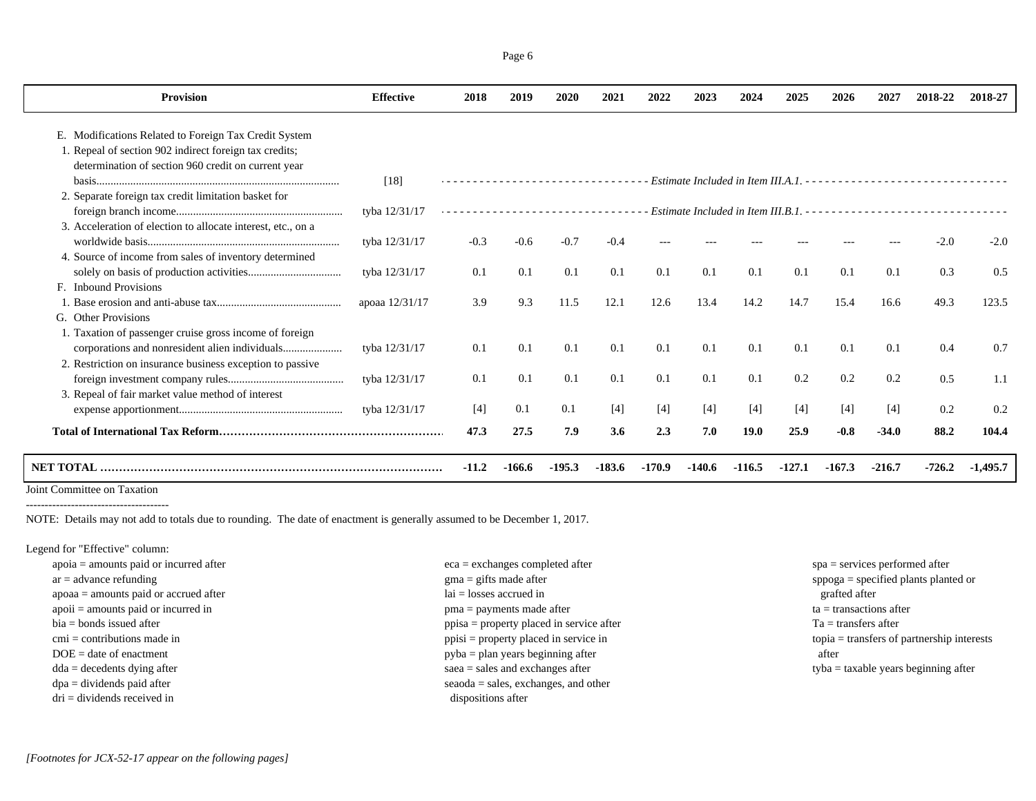| Provision | Effective | 2018 | 2019 | 2020 | 2021 | 2022 | 2023 | 2024 | 2025 | 2026 | 2027 | 2018-22 | 2018-27 |
|---|---|---|---|---|---|---|---|---|---|---|---|---|---|
| E. Modifications Related to Foreign Tax Credit System | | | | | | | | | | | | | |
| 1. Repeal of section 902 indirect foreign tax credits; determination of section 960 credit on current year basis | [18] | *Estimate Included in Item III.A.1.* | | | | | | | | | | | |
| 2. Separate foreign tax credit limitation basket for foreign branch income | tyba 12/31/17 | *Estimate Included in Item III.B.1.* | | | | | | | | | | | |
| 3. Acceleration of election to allocate interest, etc., on a worldwide basis | tyba 12/31/17 | -0.3 | -0.6 | -0.7 | -0.4 | --- | --- | --- | --- | --- | --- | -2.0 | -2.0 |
| 4. Source of income from sales of inventory determined solely on basis of production activities | tyba 12/31/17 | 0.1 | 0.1 | 0.1 | 0.1 | 0.1 | 0.1 | 0.1 | 0.1 | 0.1 | 0.1 | 0.3 | 0.5 |
| F. Inbound Provisions | | | | | | | | | | | | | |
| 1. Base erosion and anti-abuse tax | apoaa 12/31/17 | 3.9 | 9.3 | 11.5 | 12.1 | 12.6 | 13.4 | 14.2 | 14.7 | 15.4 | 16.6 | 49.3 | 123.5 |
| G. Other Provisions | | | | | | | | | | | | | |
| 1. Taxation of passenger cruise gross income of foreign corporations and nonresident alien individuals | tyba 12/31/17 | 0.1 | 0.1 | 0.1 | 0.1 | 0.1 | 0.1 | 0.1 | 0.1 | 0.1 | 0.1 | 0.4 | 0.7 |
| 2. Restriction on insurance business exception to passive foreign investment company rules | tyba 12/31/17 | 0.1 | 0.1 | 0.1 | 0.1 | 0.1 | 0.1 | 0.1 | 0.2 | 0.2 | 0.2 | 0.5 | 1.1 |
| 3. Repeal of fair market value method of interest expense apportionment | tyba 12/31/17 | [4] | 0.1 | 0.1 | [4] | [4] | [4] | [4] | [4] | [4] | [4] | 0.2 | 0.2 |
| **Total of International Tax Reform** | | **47.3** | **27.5** | **7.9** | **3.6** | **2.3** | **7.0** | **19.0** | **25.9** | **-0.8** | **-34.0** | **88.2** | **104.4** |
| **NET TOTAL** | | **-11.2** | **-166.6** | **-195.3** | **-183.6** | **-170.9** | **-140.6** | **-116.5** | **-127.1** | **-167.3** | **-216.7** | **-726.2** | **-1,495.7** |

Joint Committee on Taxation

--------------------------------------

NOTE: Details may not add to totals due to rounding. The date of enactment is generally assumed to be December 1, 2017.

Legend for "Effective" column:

- apoia = amounts paid or incurred after
- ar = advance refunding
- apoaa = amounts paid or accrued after
- apoii = amounts paid or incurred in
- bia = bonds issued after
- cmi = contributions made in
- DOE = date of enactment
- dda = decedents dying after
- dpa = dividends paid after
- dri = dividends received in
- eca = exchanges completed after
- gma = gifts made after
- lai = losses accrued in
- pma = payments made after
- ppisa = property placed in service after
- ppisi = property placed in service in
- pyba = plan years beginning after
- saea = sales and exchanges after
- seaoda = sales, exchanges, and other dispositions after
- spa = services performed after
- sppoga = specified plants planted or grafted after
- ta = transactions after
- Ta = transfers after
- topia = transfers of partnership interests after
- tyba = taxable years beginning after

*[Footnotes for JCX-52-17 appear on the following pages]*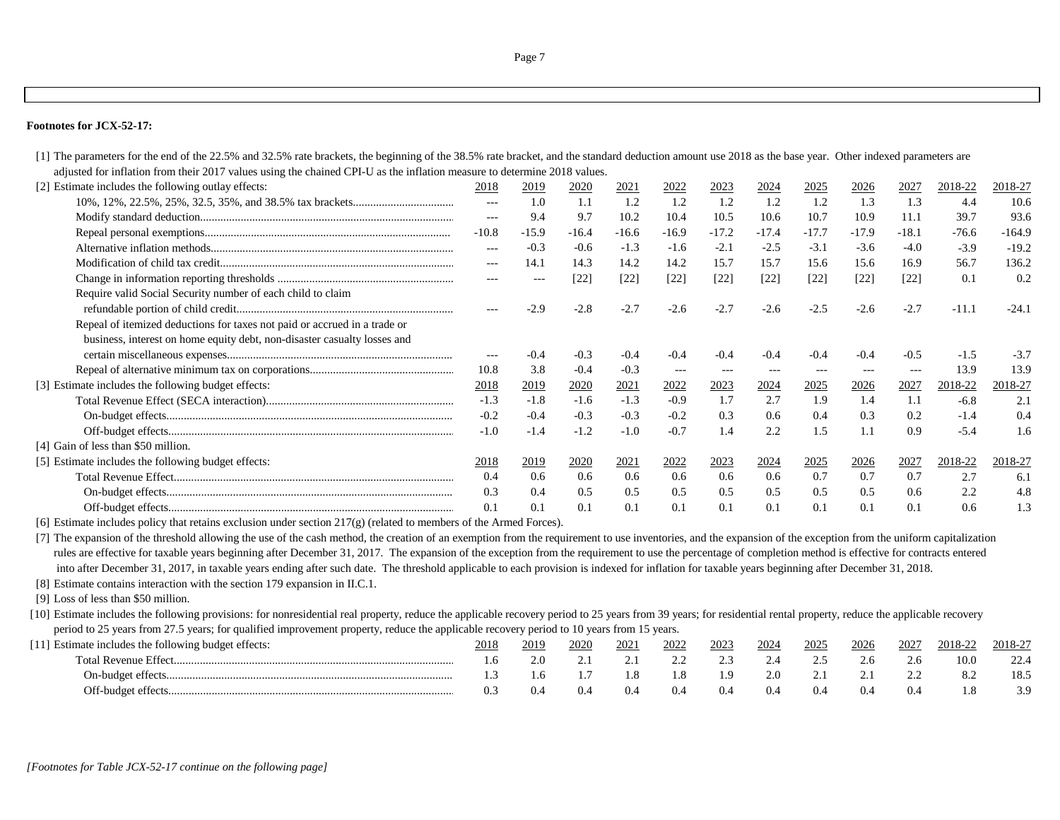**Footnotes for JCX-52-17:**

[1] The parameters for the end of the 22.5% and 32.5% rate brackets, the beginning of the 38.5% rate bracket, and the standard deduction amount use 2018 as the base year. Other indexed parameters are adjusted for inflation from their 2017 values using the chained CPI-U as the inflation measure to determine 2018 values.

[2] Estimate includes the following outlay effects:

| | 2018 | 2019 | 2020 | 2021 | 2022 | 2023 | 2024 | 2025 | 2026 | 2027 | 2018-22 | 2018-27 |
|---|---|---|---|---|---|---|---|---|---|---|---|---|
| 10%, 12%, 22.5%, 25%, 32.5, 35%, and 38.5% tax brackets | --- | 1.0 | 1.1 | 1.2 | 1.2 | 1.2 | 1.2 | 1.2 | 1.3 | 1.3 | 4.4 | 10.6 |
| Modify standard deduction | --- | 9.4 | 9.7 | 10.2 | 10.4 | 10.5 | 10.6 | 10.7 | 10.9 | 11.1 | 39.7 | 93.6 |
| Repeal personal exemptions | -10.8 | -15.9 | -16.4 | -16.6 | -16.9 | -17.2 | -17.4 | -17.7 | -17.9 | -18.1 | -76.6 | -164.9 |
| Alternative inflation methods | --- | -0.3 | -0.6 | -1.3 | -1.6 | -2.1 | -2.5 | -3.1 | -3.6 | -4.0 | -3.9 | -19.2 |
| Modification of child tax credit | --- | 14.1 | 14.3 | 14.2 | 14.2 | 15.7 | 15.7 | 15.6 | 15.6 | 16.9 | 56.7 | 136.2 |
| Change in information reporting thresholds | --- | --- | [22] | [22] | [22] | [22] | [22] | [22] | [22] | [22] | 0.1 | 0.2 |
| Require valid Social Security number of each child to claim refundable portion of child credit | --- | -2.9 | -2.8 | -2.7 | -2.6 | -2.7 | -2.6 | -2.5 | -2.6 | -2.7 | -11.1 | -24.1 |
| Repeal of itemized deductions for taxes not paid or accrued in a trade or business, interest on home equity debt, non-disaster casualty losses and certain miscellaneous expenses | --- | -0.4 | -0.3 | -0.4 | -0.4 | -0.4 | -0.4 | -0.4 | -0.4 | -0.5 | -1.5 | -3.7 |
| Repeal of alternative minimum tax on corporations | 10.8 | 3.8 | -0.4 | -0.3 | --- | --- | --- | --- | --- | --- | 13.9 | 13.9 |

[3] Estimate includes the following budget effects:

| | 2018 | 2019 | 2020 | 2021 | 2022 | 2023 | 2024 | 2025 | 2026 | 2027 | 2018-22 | 2018-27 |
|---|---|---|---|---|---|---|---|---|---|---|---|---|
| Total Revenue Effect (SECA interaction) | -1.3 | -1.8 | -1.6 | -1.3 | -0.9 | 1.7 | 2.7 | 1.9 | 1.4 | 1.1 | -6.8 | 2.1 |
| On-budget effects | -0.2 | -0.4 | -0.3 | -0.3 | -0.2 | 0.3 | 0.6 | 0.4 | 0.3 | 0.2 | -1.4 | 0.4 |
| Off-budget effects | -1.0 | -1.4 | -1.2 | -1.0 | -0.7 | 1.4 | 2.2 | 1.5 | 1.1 | 0.9 | -5.4 | 1.6 |

[4] Gain of less than $50 million.

[5] Estimate includes the following budget effects:

| | 2018 | 2019 | 2020 | 2021 | 2022 | 2023 | 2024 | 2025 | 2026 | 2027 | 2018-22 | 2018-27 |
|---|---|---|---|---|---|---|---|---|---|---|---|---|
| Total Revenue Effect | 0.4 | 0.6 | 0.6 | 0.6 | 0.6 | 0.6 | 0.6 | 0.7 | 0.7 | 0.7 | 2.7 | 6.1 |
| On-budget effects | 0.3 | 0.4 | 0.5 | 0.5 | 0.5 | 0.5 | 0.5 | 0.5 | 0.5 | 0.6 | 2.2 | 4.8 |
| Off-budget effects | 0.1 | 0.1 | 0.1 | 0.1 | 0.1 | 0.1 | 0.1 | 0.1 | 0.1 | 0.1 | 0.6 | 1.3 |

[6] Estimate includes policy that retains exclusion under section 217(g) (related to members of the Armed Forces).

[7] The expansion of the threshold allowing the use of the cash method, the creation of an exemption from the requirement to use inventories, and the expansion of the exception from the uniform capitalization rules are effective for taxable years beginning after December 31, 2017. The expansion of the exception from the requirement to use the percentage of completion method is effective for contracts entered into after December 31, 2017, in taxable years ending after such date. The threshold applicable to each provision is indexed for inflation for taxable years beginning after December 31, 2018.

[8] Estimate contains interaction with the section 179 expansion in II.C.1.

[9] Loss of less than $50 million.

[10] Estimate includes the following provisions: for nonresidential real property, reduce the applicable recovery period to 25 years from 39 years; for residential rental property, reduce the applicable recovery period to 25 years from 27.5 years; for qualified improvement property, reduce the applicable recovery period to 10 years from 15 years.

[11] Estimate includes the following budget effects:

| | 2018 | 2019 | 2020 | 2021 | 2022 | 2023 | 2024 | 2025 | 2026 | 2027 | 2018-22 | 2018-27 |
|---|---|---|---|---|---|---|---|---|---|---|---|---|
| Total Revenue Effect | 1.6 | 2.0 | 2.1 | 2.1 | 2.2 | 2.3 | 2.4 | 2.5 | 2.6 | 2.6 | 10.0 | 22.4 |
| On-budget effects | 1.3 | 1.6 | 1.7 | 1.8 | 1.8 | 1.9 | 2.0 | 2.1 | 2.1 | 2.2 | 8.2 | 18.5 |
| Off-budget effects | 0.3 | 0.4 | 0.4 | 0.4 | 0.4 | 0.4 | 0.4 | 0.4 | 0.4 | 0.4 | 1.8 | 3.9 |

*[Footnotes for Table JCX-52-17 continue on the following page]*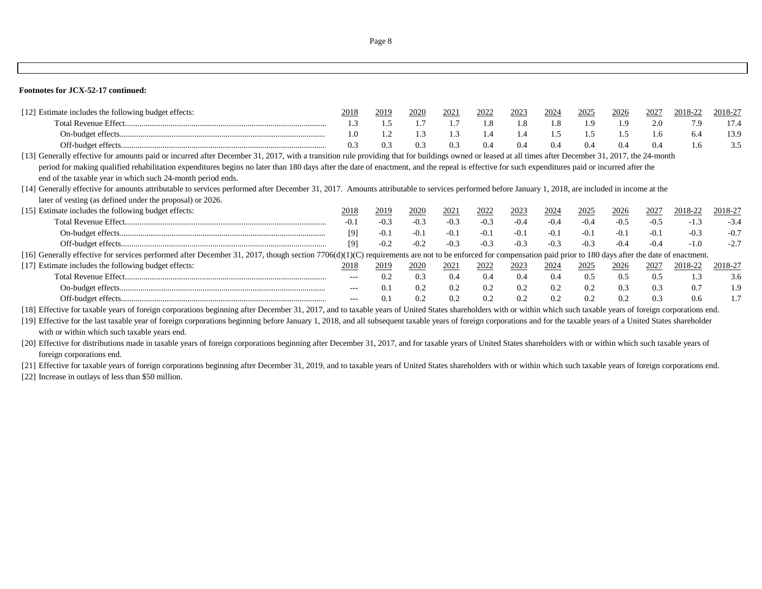**Footnotes for JCX-52-17 continued:**

[12] Estimate includes the following budget effects:

| | 2018 | 2019 | 2020 | 2021 | 2022 | 2023 | 2024 | 2025 | 2026 | 2027 | 2018-22 | 2018-27 |
|---|---|---|---|---|---|---|---|---|---|---|---|---|
| Total Revenue Effect | 1.3 | 1.5 | 1.7 | 1.7 | 1.8 | 1.8 | 1.8 | 1.9 | 1.9 | 2.0 | 7.9 | 17.4 |
| On-budget effects | 1.0 | 1.2 | 1.3 | 1.3 | 1.4 | 1.4 | 1.5 | 1.5 | 1.5 | 1.6 | 6.4 | 13.9 |
| Off-budget effects | 0.3 | 0.3 | 0.3 | 0.3 | 0.4 | 0.4 | 0.4 | 0.4 | 0.4 | 0.4 | 1.6 | 3.5 |

[13] Generally effective for amounts paid or incurred after December 31, 2017, with a transition rule providing that for buildings owned or leased at all times after December 31, 2017, the 24-month period for making qualified rehabilitation expenditures begins no later than 180 days after the date of enactment, and the repeal is effective for such expenditures paid or incurred after the end of the taxable year in which such 24-month period ends.

[14] Generally effective for amounts attributable to services performed after December 31, 2017. Amounts attributable to services performed before January 1, 2018, are included in income at the later of vesting (as defined under the proposal) or 2026.

[15] Estimate includes the following budget effects:

| | 2018 | 2019 | 2020 | 2021 | 2022 | 2023 | 2024 | 2025 | 2026 | 2027 | 2018-22 | 2018-27 |
|---|---|---|---|---|---|---|---|---|---|---|---|---|
| Total Revenue Effect | -0.1 | -0.3 | -0.3 | -0.3 | -0.3 | -0.4 | -0.4 | -0.4 | -0.5 | -0.5 | -1.3 | -3.4 |
| On-budget effects | [9] | -0.1 | -0.1 | -0.1 | -0.1 | -0.1 | -0.1 | -0.1 | -0.1 | -0.1 | -0.3 | -0.7 |
| Off-budget effects | [9] | -0.2 | -0.2 | -0.3 | -0.3 | -0.3 | -0.3 | -0.3 | -0.4 | -0.4 | -1.0 | -2.7 |

[16] Generally effective for services performed after December 31, 2017, though section 7706(d)(1)(C) requirements are not to be enforced for compensation paid prior to 180 days after the date of enactment.

[17] Estimate includes the following budget effects:

| | 2018 | 2019 | 2020 | 2021 | 2022 | 2023 | 2024 | 2025 | 2026 | 2027 | 2018-22 | 2018-27 |
|---|---|---|---|---|---|---|---|---|---|---|---|---|
| Total Revenue Effect | --- | 0.2 | 0.3 | 0.4 | 0.4 | 0.4 | 0.4 | 0.5 | 0.5 | 0.5 | 1.3 | 3.6 |
| On-budget effects | --- | 0.1 | 0.2 | 0.2 | 0.2 | 0.2 | 0.2 | 0.2 | 0.3 | 0.3 | 0.7 | 1.9 |
| Off-budget effects | --- | 0.1 | 0.2 | 0.2 | 0.2 | 0.2 | 0.2 | 0.2 | 0.2 | 0.3 | 0.6 | 1.7 |

[18] Effective for taxable years of foreign corporations beginning after December 31, 2017, and to taxable years of United States shareholders with or within which such taxable years of foreign corporations end.

[19] Effective for the last taxable year of foreign corporations beginning before January 1, 2018, and all subsequent taxable years of foreign corporations and for the taxable years of a United States shareholder with or within which such taxable years end.

[20] Effective for distributions made in taxable years of foreign corporations beginning after December 31, 2017, and for taxable years of United States shareholders with or within which such taxable years of foreign corporations end.

[21] Effective for taxable years of foreign corporations beginning after December 31, 2019, and to taxable years of United States shareholders with or within which such taxable years of foreign corporations end.

[22] Increase in outlays of less than $50 million.